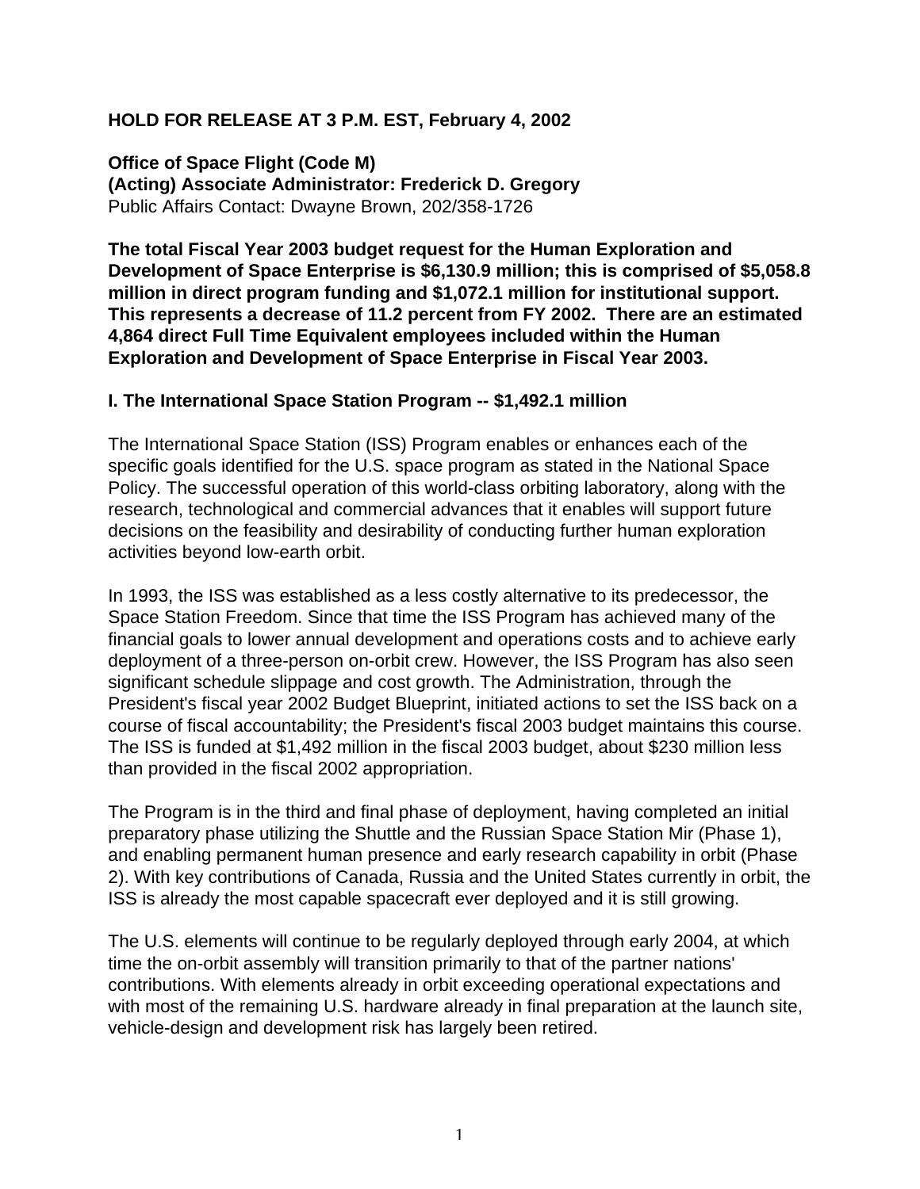**HOLD FOR RELEASE AT 3 P.M. EST, February 4, 2002**

**Office of Space Flight (Code M)**
**(Acting) Associate Administrator: Frederick D. Gregory**
Public Affairs Contact: Dwayne Brown, 202/358-1726

**The total Fiscal Year 2003 budget request for the Human Exploration and Development of Space Enterprise is $6,130.9 million; this is comprised of $5,058.8 million in direct program funding and $1,072.1 million for institutional support. This represents a decrease of 11.2 percent from FY 2002. There are an estimated 4,864 direct Full Time Equivalent employees included within the Human Exploration and Development of Space Enterprise in Fiscal Year 2003.**

## I. The International Space Station Program -- $1,492.1 million

The International Space Station (ISS) Program enables or enhances each of the specific goals identified for the U.S. space program as stated in the National Space Policy. The successful operation of this world-class orbiting laboratory, along with the research, technological and commercial advances that it enables will support future decisions on the feasibility and desirability of conducting further human exploration activities beyond low-earth orbit.

In 1993, the ISS was established as a less costly alternative to its predecessor, the Space Station Freedom. Since that time the ISS Program has achieved many of the financial goals to lower annual development and operations costs and to achieve early deployment of a three-person on-orbit crew. However, the ISS Program has also seen significant schedule slippage and cost growth. The Administration, through the President's fiscal year 2002 Budget Blueprint, initiated actions to set the ISS back on a course of fiscal accountability; the President's fiscal 2003 budget maintains this course. The ISS is funded at $1,492 million in the fiscal 2003 budget, about $230 million less than provided in the fiscal 2002 appropriation.

The Program is in the third and final phase of deployment, having completed an initial preparatory phase utilizing the Shuttle and the Russian Space Station Mir (Phase 1), and enabling permanent human presence and early research capability in orbit (Phase 2). With key contributions of Canada, Russia and the United States currently in orbit, the ISS is already the most capable spacecraft ever deployed and it is still growing.

The U.S. elements will continue to be regularly deployed through early 2004, at which time the on-orbit assembly will transition primarily to that of the partner nations' contributions. With elements already in orbit exceeding operational expectations and with most of the remaining U.S. hardware already in final preparation at the launch site, vehicle-design and development risk has largely been retired.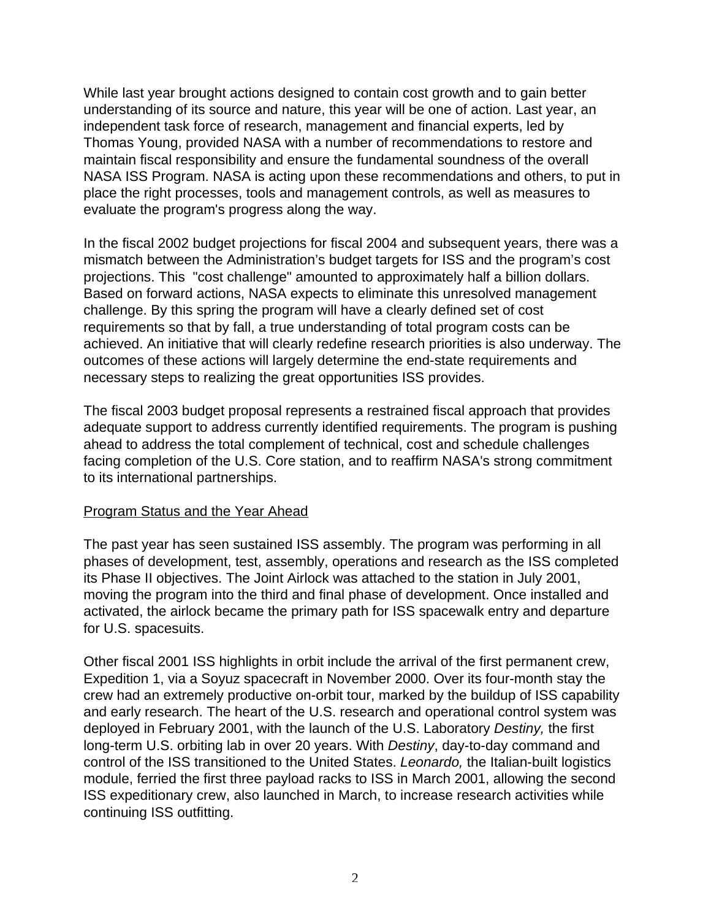While last year brought actions designed to contain cost growth and to gain better understanding of its source and nature, this year will be one of action. Last year, an independent task force of research, management and financial experts, led by Thomas Young, provided NASA with a number of recommendations to restore and maintain fiscal responsibility and ensure the fundamental soundness of the overall NASA ISS Program. NASA is acting upon these recommendations and others, to put in place the right processes, tools and management controls, as well as measures to evaluate the program's progress along the way.

In the fiscal 2002 budget projections for fiscal 2004 and subsequent years, there was a mismatch between the Administration's budget targets for ISS and the program's cost projections. This "cost challenge" amounted to approximately half a billion dollars. Based on forward actions, NASA expects to eliminate this unresolved management challenge. By this spring the program will have a clearly defined set of cost requirements so that by fall, a true understanding of total program costs can be achieved. An initiative that will clearly redefine research priorities is also underway. The outcomes of these actions will largely determine the end-state requirements and necessary steps to realizing the great opportunities ISS provides.

The fiscal 2003 budget proposal represents a restrained fiscal approach that provides adequate support to address currently identified requirements. The program is pushing ahead to address the total complement of technical, cost and schedule challenges facing completion of the U.S. Core station, and to reaffirm NASA's strong commitment to its international partnerships.

## Program Status and the Year Ahead

The past year has seen sustained ISS assembly. The program was performing in all phases of development, test, assembly, operations and research as the ISS completed its Phase II objectives. The Joint Airlock was attached to the station in July 2001, moving the program into the third and final phase of development. Once installed and activated, the airlock became the primary path for ISS spacewalk entry and departure for U.S. spacesuits.

Other fiscal 2001 ISS highlights in orbit include the arrival of the first permanent crew, Expedition 1, via a Soyuz spacecraft in November 2000. Over its four-month stay the crew had an extremely productive on-orbit tour, marked by the buildup of ISS capability and early research. The heart of the U.S. research and operational control system was deployed in February 2001, with the launch of the U.S. Laboratory *Destiny,* the first long-term U.S. orbiting lab in over 20 years. With *Destiny*, day-to-day command and control of the ISS transitioned to the United States. *Leonardo,* the Italian-built logistics module, ferried the first three payload racks to ISS in March 2001, allowing the second ISS expeditionary crew, also launched in March, to increase research activities while continuing ISS outfitting.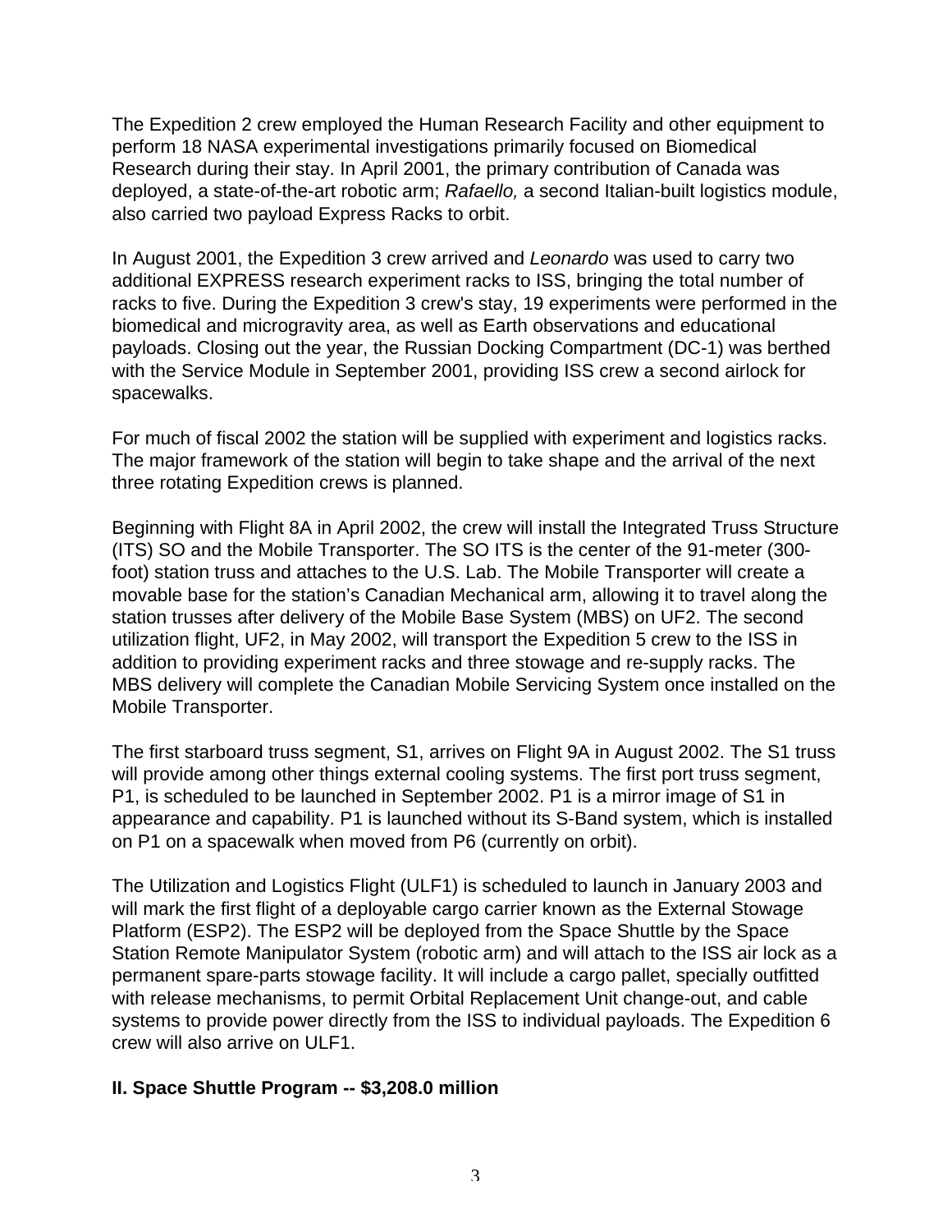The Expedition 2 crew employed the Human Research Facility and other equipment to perform 18 NASA experimental investigations primarily focused on Biomedical Research during their stay. In April 2001, the primary contribution of Canada was deployed, a state-of-the-art robotic arm; *Rafaello,* a second Italian-built logistics module, also carried two payload Express Racks to orbit.

In August 2001, the Expedition 3 crew arrived and *Leonardo* was used to carry two additional EXPRESS research experiment racks to ISS, bringing the total number of racks to five. During the Expedition 3 crew's stay, 19 experiments were performed in the biomedical and microgravity area, as well as Earth observations and educational payloads. Closing out the year, the Russian Docking Compartment (DC-1) was berthed with the Service Module in September 2001, providing ISS crew a second airlock for spacewalks.

For much of fiscal 2002 the station will be supplied with experiment and logistics racks. The major framework of the station will begin to take shape and the arrival of the next three rotating Expedition crews is planned.

Beginning with Flight 8A in April 2002, the crew will install the Integrated Truss Structure (ITS) SO and the Mobile Transporter. The SO ITS is the center of the 91-meter (300-foot) station truss and attaches to the U.S. Lab. The Mobile Transporter will create a movable base for the station's Canadian Mechanical arm, allowing it to travel along the station trusses after delivery of the Mobile Base System (MBS) on UF2. The second utilization flight, UF2, in May 2002, will transport the Expedition 5 crew to the ISS in addition to providing experiment racks and three stowage and re-supply racks. The MBS delivery will complete the Canadian Mobile Servicing System once installed on the Mobile Transporter.

The first starboard truss segment, S1, arrives on Flight 9A in August 2002. The S1 truss will provide among other things external cooling systems. The first port truss segment, P1, is scheduled to be launched in September 2002. P1 is a mirror image of S1 in appearance and capability. P1 is launched without its S-Band system, which is installed on P1 on a spacewalk when moved from P6 (currently on orbit).

The Utilization and Logistics Flight (ULF1) is scheduled to launch in January 2003 and will mark the first flight of a deployable cargo carrier known as the External Stowage Platform (ESP2). The ESP2 will be deployed from the Space Shuttle by the Space Station Remote Manipulator System (robotic arm) and will attach to the ISS air lock as a permanent spare-parts stowage facility. It will include a cargo pallet, specially outfitted with release mechanisms, to permit Orbital Replacement Unit change-out, and cable systems to provide power directly from the ISS to individual payloads. The Expedition 6 crew will also arrive on ULF1.

**II. Space Shuttle Program -- $3,208.0 million**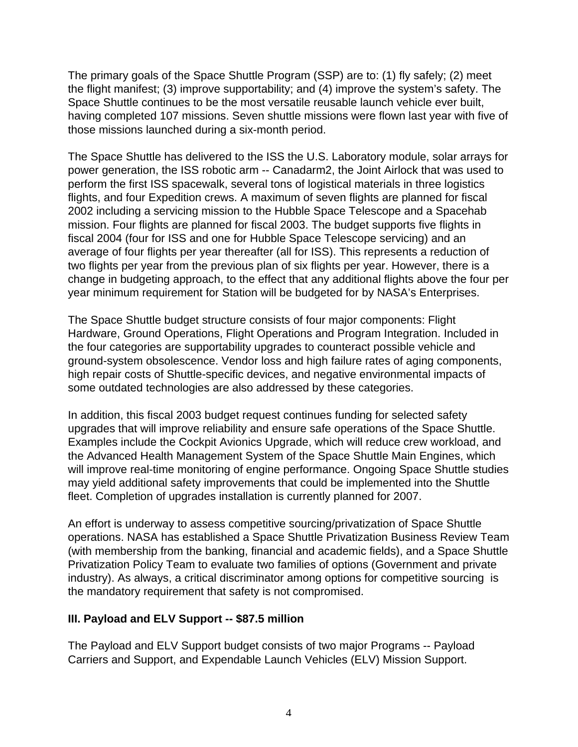The primary goals of the Space Shuttle Program (SSP) are to: (1) fly safely; (2) meet the flight manifest; (3) improve supportability; and (4) improve the system's safety. The Space Shuttle continues to be the most versatile reusable launch vehicle ever built, having completed 107 missions. Seven shuttle missions were flown last year with five of those missions launched during a six-month period.

The Space Shuttle has delivered to the ISS the U.S. Laboratory module, solar arrays for power generation, the ISS robotic arm -- Canadarm2, the Joint Airlock that was used to perform the first ISS spacewalk, several tons of logistical materials in three logistics flights, and four Expedition crews. A maximum of seven flights are planned for fiscal 2002 including a servicing mission to the Hubble Space Telescope and a Spacehab mission. Four flights are planned for fiscal 2003. The budget supports five flights in fiscal 2004 (four for ISS and one for Hubble Space Telescope servicing) and an average of four flights per year thereafter (all for ISS). This represents a reduction of two flights per year from the previous plan of six flights per year. However, there is a change in budgeting approach, to the effect that any additional flights above the four per year minimum requirement for Station will be budgeted for by NASA's Enterprises.

The Space Shuttle budget structure consists of four major components: Flight Hardware, Ground Operations, Flight Operations and Program Integration. Included in the four categories are supportability upgrades to counteract possible vehicle and ground-system obsolescence. Vendor loss and high failure rates of aging components, high repair costs of Shuttle-specific devices, and negative environmental impacts of some outdated technologies are also addressed by these categories.

In addition, this fiscal 2003 budget request continues funding for selected safety upgrades that will improve reliability and ensure safe operations of the Space Shuttle. Examples include the Cockpit Avionics Upgrade, which will reduce crew workload, and the Advanced Health Management System of the Space Shuttle Main Engines, which will improve real-time monitoring of engine performance. Ongoing Space Shuttle studies may yield additional safety improvements that could be implemented into the Shuttle fleet. Completion of upgrades installation is currently planned for 2007.

An effort is underway to assess competitive sourcing/privatization of Space Shuttle operations. NASA has established a Space Shuttle Privatization Business Review Team (with membership from the banking, financial and academic fields), and a Space Shuttle Privatization Policy Team to evaluate two families of options (Government and private industry). As always, a critical discriminator among options for competitive sourcing is the mandatory requirement that safety is not compromised.

## III. Payload and ELV Support -- $87.5 million

The Payload and ELV Support budget consists of two major Programs -- Payload Carriers and Support, and Expendable Launch Vehicles (ELV) Mission Support.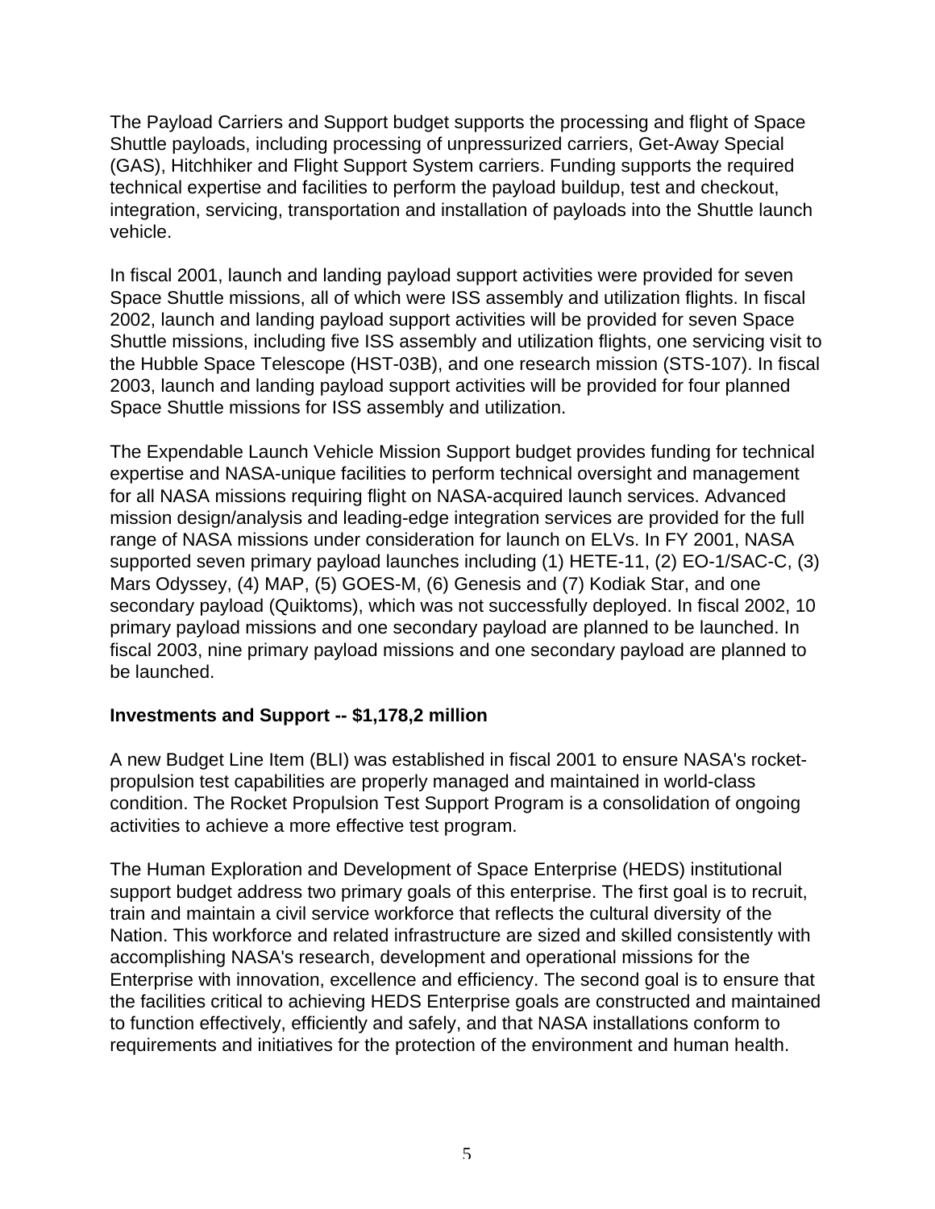The Payload Carriers and Support budget supports the processing and flight of Space Shuttle payloads, including processing of unpressurized carriers, Get-Away Special (GAS), Hitchhiker and Flight Support System carriers. Funding supports the required technical expertise and facilities to perform the payload buildup, test and checkout, integration, servicing, transportation and installation of payloads into the Shuttle launch vehicle.

In fiscal 2001, launch and landing payload support activities were provided for seven Space Shuttle missions, all of which were ISS assembly and utilization flights. In fiscal 2002, launch and landing payload support activities will be provided for seven Space Shuttle missions, including five ISS assembly and utilization flights, one servicing visit to the Hubble Space Telescope (HST-03B), and one research mission (STS-107). In fiscal 2003, launch and landing payload support activities will be provided for four planned Space Shuttle missions for ISS assembly and utilization.

The Expendable Launch Vehicle Mission Support budget provides funding for technical expertise and NASA-unique facilities to perform technical oversight and management for all NASA missions requiring flight on NASA-acquired launch services. Advanced mission design/analysis and leading-edge integration services are provided for the full range of NASA missions under consideration for launch on ELVs. In FY 2001, NASA supported seven primary payload launches including (1) HETE-11, (2) EO-1/SAC-C, (3) Mars Odyssey, (4) MAP, (5) GOES-M, (6) Genesis and (7) Kodiak Star, and one secondary payload (Quiktoms), which was not successfully deployed. In fiscal 2002, 10 primary payload missions and one secondary payload are planned to be launched. In fiscal 2003, nine primary payload missions and one secondary payload are planned to be launched.

**Investments and Support -- $1,178,2 million**

A new Budget Line Item (BLI) was established in fiscal 2001 to ensure NASA's rocket-propulsion test capabilities are properly managed and maintained in world-class condition. The Rocket Propulsion Test Support Program is a consolidation of ongoing activities to achieve a more effective test program.

The Human Exploration and Development of Space Enterprise (HEDS) institutional support budget address two primary goals of this enterprise. The first goal is to recruit, train and maintain a civil service workforce that reflects the cultural diversity of the Nation. This workforce and related infrastructure are sized and skilled consistently with accomplishing NASA's research, development and operational missions for the Enterprise with innovation, excellence and efficiency. The second goal is to ensure that the facilities critical to achieving HEDS Enterprise goals are constructed and maintained to function effectively, efficiently and safely, and that NASA installations conform to requirements and initiatives for the protection of the environment and human health.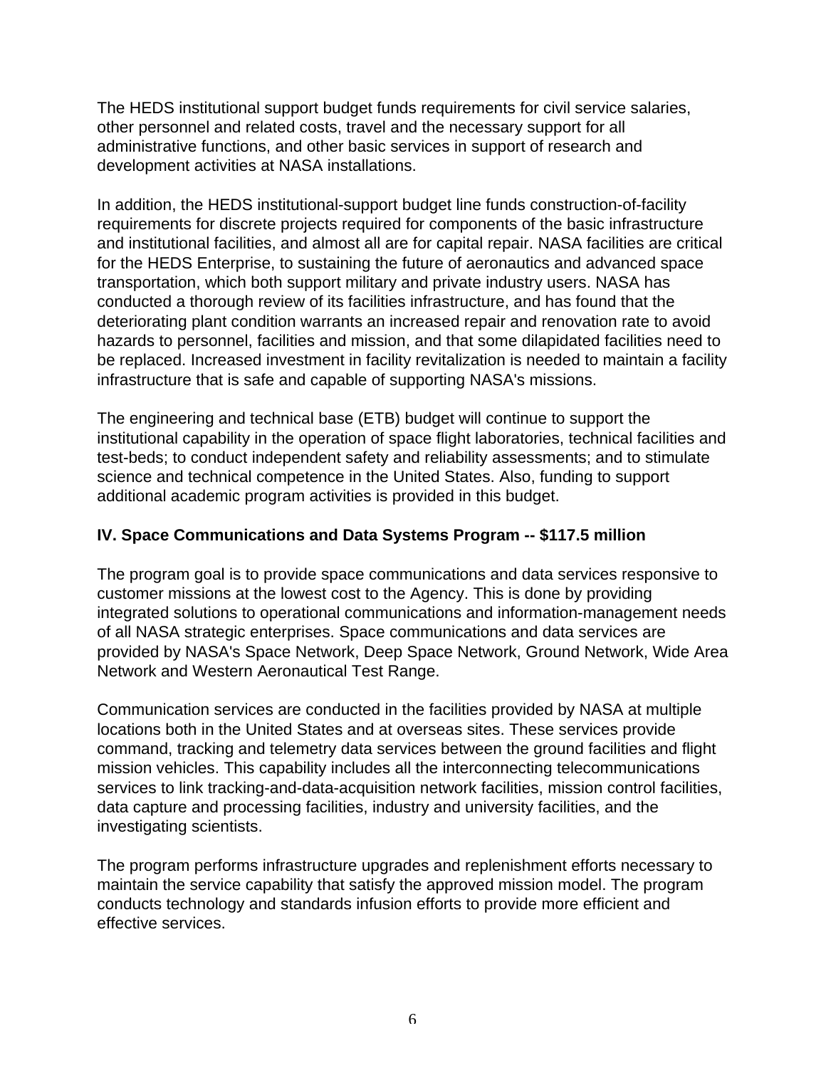The HEDS institutional support budget funds requirements for civil service salaries, other personnel and related costs, travel and the necessary support for all administrative functions, and other basic services in support of research and development activities at NASA installations.

In addition, the HEDS institutional-support budget line funds construction-of-facility requirements for discrete projects required for components of the basic infrastructure and institutional facilities, and almost all are for capital repair. NASA facilities are critical for the HEDS Enterprise, to sustaining the future of aeronautics and advanced space transportation, which both support military and private industry users. NASA has conducted a thorough review of its facilities infrastructure, and has found that the deteriorating plant condition warrants an increased repair and renovation rate to avoid hazards to personnel, facilities and mission, and that some dilapidated facilities need to be replaced. Increased investment in facility revitalization is needed to maintain a facility infrastructure that is safe and capable of supporting NASA's missions.

The engineering and technical base (ETB) budget will continue to support the institutional capability in the operation of space flight laboratories, technical facilities and test-beds; to conduct independent safety and reliability assessments; and to stimulate science and technical competence in the United States. Also, funding to support additional academic program activities is provided in this budget.

## IV. Space Communications and Data Systems Program -- $117.5 million

The program goal is to provide space communications and data services responsive to customer missions at the lowest cost to the Agency. This is done by providing integrated solutions to operational communications and information-management needs of all NASA strategic enterprises. Space communications and data services are provided by NASA's Space Network, Deep Space Network, Ground Network, Wide Area Network and Western Aeronautical Test Range.

Communication services are conducted in the facilities provided by NASA at multiple locations both in the United States and at overseas sites. These services provide command, tracking and telemetry data services between the ground facilities and flight mission vehicles. This capability includes all the interconnecting telecommunications services to link tracking-and-data-acquisition network facilities, mission control facilities, data capture and processing facilities, industry and university facilities, and the investigating scientists.

The program performs infrastructure upgrades and replenishment efforts necessary to maintain the service capability that satisfy the approved mission model. The program conducts technology and standards infusion efforts to provide more efficient and effective services.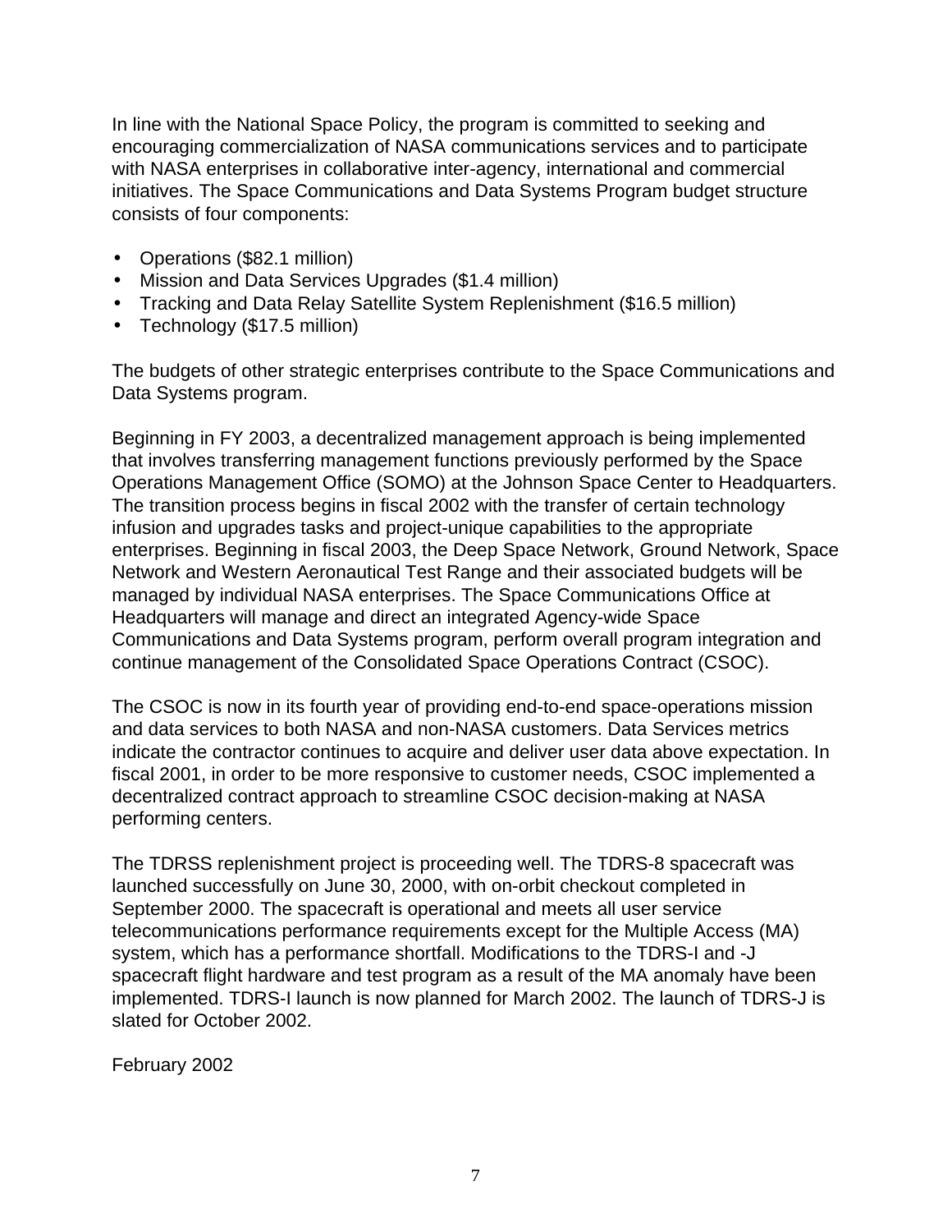In line with the National Space Policy, the program is committed to seeking and encouraging commercialization of NASA communications services and to participate with NASA enterprises in collaborative inter-agency, international and commercial initiatives. The Space Communications and Data Systems Program budget structure consists of four components:

- Operations ($82.1 million)
- Mission and Data Services Upgrades ($1.4 million)
- Tracking and Data Relay Satellite System Replenishment ($16.5 million)
- Technology ($17.5 million)

The budgets of other strategic enterprises contribute to the Space Communications and Data Systems program.

Beginning in FY 2003, a decentralized management approach is being implemented that involves transferring management functions previously performed by the Space Operations Management Office (SOMO) at the Johnson Space Center to Headquarters. The transition process begins in fiscal 2002 with the transfer of certain technology infusion and upgrades tasks and project-unique capabilities to the appropriate enterprises. Beginning in fiscal 2003, the Deep Space Network, Ground Network, Space Network and Western Aeronautical Test Range and their associated budgets will be managed by individual NASA enterprises. The Space Communications Office at Headquarters will manage and direct an integrated Agency-wide Space Communications and Data Systems program, perform overall program integration and continue management of the Consolidated Space Operations Contract (CSOC).

The CSOC is now in its fourth year of providing end-to-end space-operations mission and data services to both NASA and non-NASA customers. Data Services metrics indicate the contractor continues to acquire and deliver user data above expectation. In fiscal 2001, in order to be more responsive to customer needs, CSOC implemented a decentralized contract approach to streamline CSOC decision-making at NASA performing centers.

The TDRSS replenishment project is proceeding well. The TDRS-8 spacecraft was launched successfully on June 30, 2000, with on-orbit checkout completed in September 2000. The spacecraft is operational and meets all user service telecommunications performance requirements except for the Multiple Access (MA) system, which has a performance shortfall. Modifications to the TDRS-I and -J spacecraft flight hardware and test program as a result of the MA anomaly have been implemented. TDRS-I launch is now planned for March 2002. The launch of TDRS-J is slated for October 2002.

February 2002